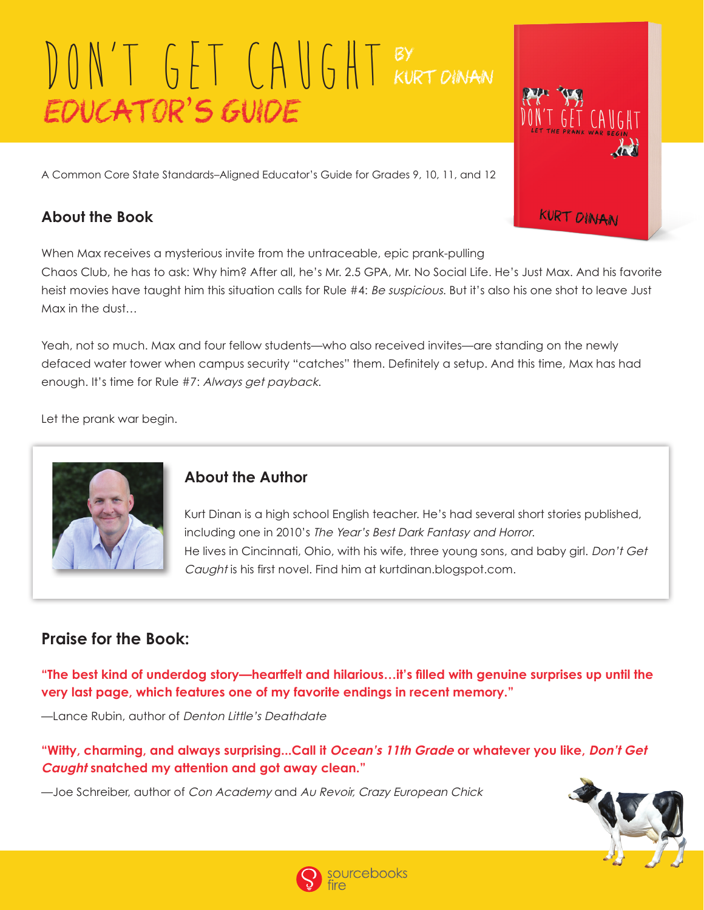# DON'T GET CAUGHT BY KURT DINAN

## EDUCATOR'S GUIDE

A Common Core State Standards–Aligned Educator's Guide for Grades 9, 10, 11, and 12

### About the Book

When Max receives a mysterious invite from the untraceable, epic prank-pulling Chaos Club, he has to ask: Why him? After all, he's Mr. 2.5 GPA, Mr. No Social Life. He's Just Max. And his favorite heist movies have taught him this situation calls for Rule #4: *Be suspicious.* But it's also his one shot to leave Just Max in the dust…

Yeah, not so much. Max and four fellow students—who also received invites—are standing on the newly defaced water tower when campus security "catches" them. Definitely a setup. And this time, Max has had enough. It's time for Rule #7: *Always get payback.*

Let the prank war begin.

### About the Author

Kurt Dinan is a high school English teacher. He's had several short stories published, including one in 2010's *The Year's Best Dark Fantasy and Horror.* He lives in Cincinnati, Ohio, with his wife, three young sons, and baby girl. *Don't Get Caught* is his first novel. Find him at kurtdinan.blogspot.com.

### Praise for the Book:

**"The best kind of underdog story—heartfelt and hilarious…it's filled with genuine surprises up until the very last page, which features one of my favorite endings in recent memory."**

—Lance Rubin, author of *Denton Little's Deathdate*

**"Witty, charming, and always surprising...Call it *Ocean's 11th Grade* or whatever you like, *Don't Get Caught* snatched my attention and got away clean."**

—Joe Schreiber, author of *Con Academy* and *Au Revoir, Crazy European Chick*

sourcebooks fire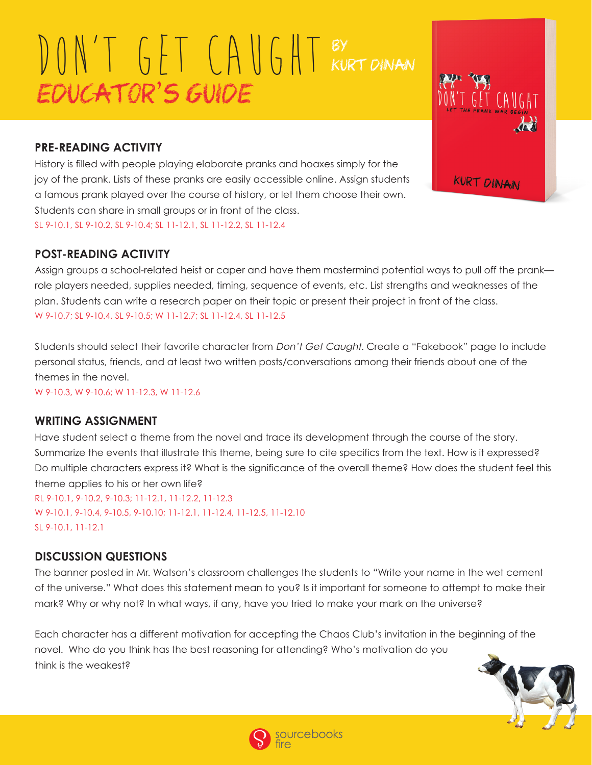# DON'T GET CAUGHT BY KURT DINAN

## EDUCATOR'S GUIDE

### PRE-READING ACTIVITY

History is filled with people playing elaborate pranks and hoaxes simply for the joy of the prank. Lists of these pranks are easily accessible online. Assign students a famous prank played over the course of history, or let them choose their own. Students can share in small groups or in front of the class.

SL 9-10.1, SL 9-10.2, SL 9-10.4; SL 11-12.1, SL 11-12.2, SL 11-12.4

### POST-READING ACTIVITY

Assign groups a school-related heist or caper and have them mastermind potential ways to pull off the prank—role players needed, supplies needed, timing, sequence of events, etc. List strengths and weaknesses of the plan. Students can write a research paper on their topic or present their project in front of the class.

W 9-10.7; SL 9-10.4, SL 9-10.5; W 11-12.7; SL 11-12.4, SL 11-12.5

Students should select their favorite character from *Don't Get Caught*. Create a "Fakebook" page to include personal status, friends, and at least two written posts/conversations among their friends about one of the themes in the novel.

W 9-10.3, W 9-10.6; W 11-12.3, W 11-12.6

### WRITING ASSIGNMENT

Have student select a theme from the novel and trace its development through the course of the story. Summarize the events that illustrate this theme, being sure to cite specifics from the text. How is it expressed? Do multiple characters express it? What is the significance of the overall theme? How does the student feel this theme applies to his or her own life?

RL 9-10.1, 9-10.2, 9-10.3; 11-12.1, 11-12.2, 11-12.3
W 9-10.1, 9-10.4, 9-10.5, 9-10.10; 11-12.1, 11-12.4, 11-12.5, 11-12.10
SL 9-10.1, 11-12.1

### DISCUSSION QUESTIONS

The banner posted in Mr. Watson's classroom challenges the students to "Write your name in the wet cement of the universe." What does this statement mean to you? Is it important for someone to attempt to make their mark? Why or why not? In what ways, if any, have you tried to make your mark on the universe?

Each character has a different motivation for accepting the Chaos Club's invitation in the beginning of the novel. Who do you think has the best reasoning for attending? Who's motivation do you think is the weakest?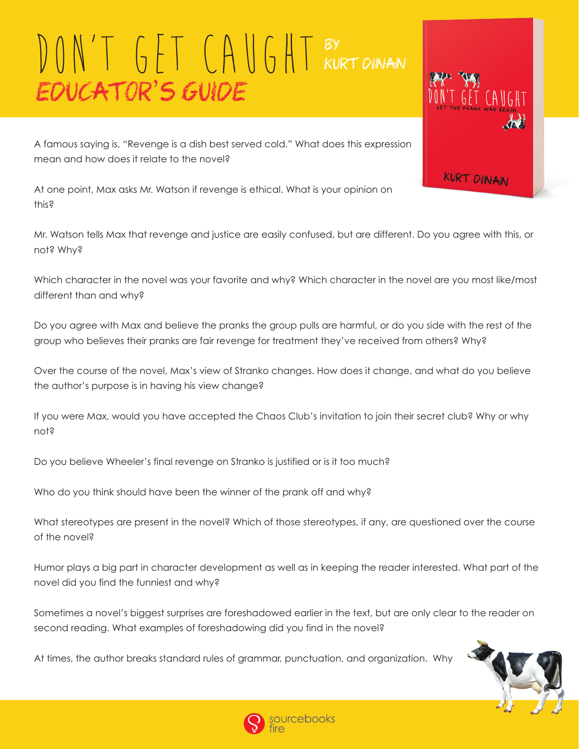# DON'T GET CAUGHT BY KURT DINAN

## EDUCATOR'S GUIDE

A famous saying is, "Revenge is a dish best served cold." What does this expression mean and how does it relate to the novel?

At one point, Max asks Mr. Watson if revenge is ethical. What is your opinion on this?

Mr. Watson tells Max that revenge and justice are easily confused, but are different. Do you agree with this, or not? Why?

Which character in the novel was your favorite and why? Which character in the novel are you most like/most different than and why?

Do you agree with Max and believe the pranks the group pulls are harmful, or do you side with the rest of the group who believes their pranks are fair revenge for treatment they've received from others? Why?

Over the course of the novel, Max's view of Stranko changes. How does it change, and what do you believe the author's purpose is in having his view change?

If you were Max, would you have accepted the Chaos Club's invitation to join their secret club? Why or why not?

Do you believe Wheeler's final revenge on Stranko is justified or is it too much?

Who do you think should have been the winner of the prank off and why?

What stereotypes are present in the novel? Which of those stereotypes, if any, are questioned over the course of the novel?

Humor plays a big part in character development as well as in keeping the reader interested. What part of the novel did you find the funniest and why?

Sometimes a novel's biggest surprises are foreshadowed earlier in the text, but are only clear to the reader on second reading. What examples of foreshadowing did you find in the novel?

At times, the author breaks standard rules of grammar, punctuation, and organization. Why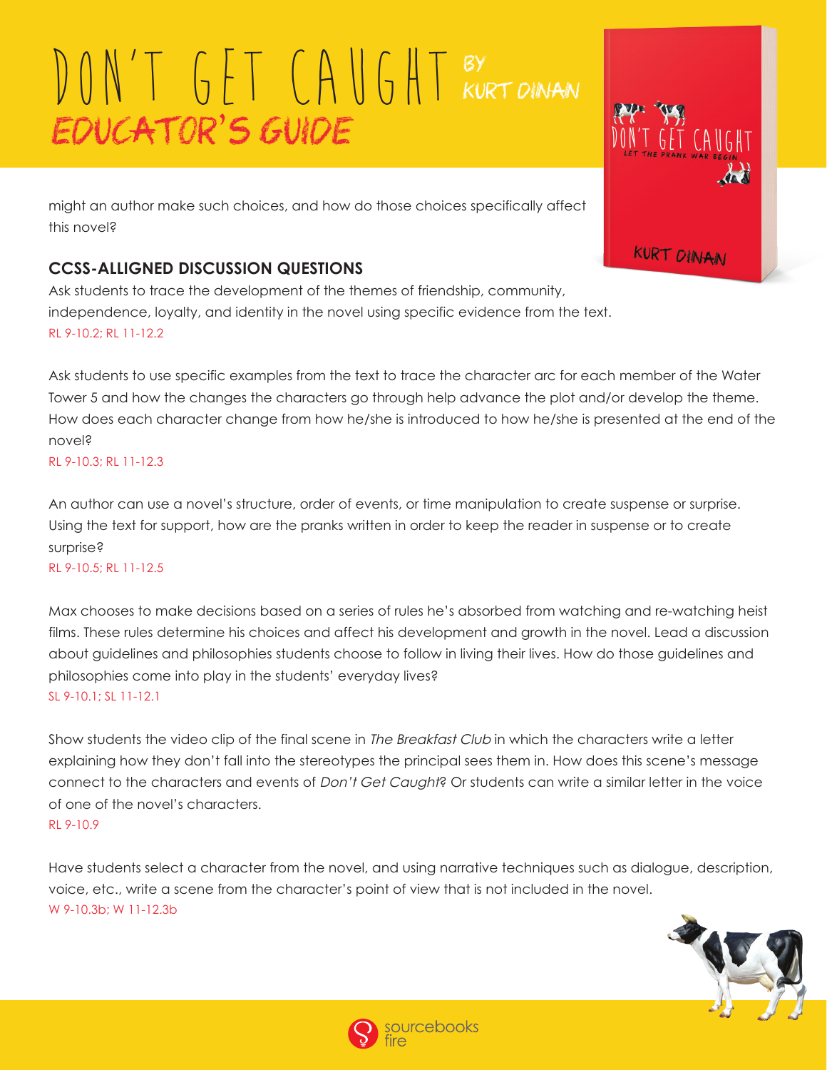might an author make such choices, and how do those choices specifically affect this novel?

## CCSS-ALLIGNED DISCUSSION QUESTIONS

Ask students to trace the development of the themes of friendship, community, independence, loyalty, and identity in the novel using specific evidence from the text.
RL 9-10.2; RL 11-12.2

Ask students to use specific examples from the text to trace the character arc for each member of the Water Tower 5 and how the changes the characters go through help advance the plot and/or develop the theme. How does each character change from how he/she is introduced to how he/she is presented at the end of the novel?
RL 9-10.3; RL 11-12.3

An author can use a novel's structure, order of events, or time manipulation to create suspense or surprise. Using the text for support, how are the pranks written in order to keep the reader in suspense or to create surprise?
RL 9-10.5; RL 11-12.5

Max chooses to make decisions based on a series of rules he's absorbed from watching and re-watching heist films. These rules determine his choices and affect his development and growth in the novel. Lead a discussion about guidelines and philosophies students choose to follow in living their lives. How do those guidelines and philosophies come into play in the students' everyday lives?
SL 9-10.1; SL 11-12.1

Show students the video clip of the final scene in *The Breakfast Club* in which the characters write a letter explaining how they don't fall into the stereotypes the principal sees them in. How does this scene's message connect to the characters and events of *Don't Get Caught*? Or students can write a similar letter in the voice of one of the novel's characters.
RL 9-10.9

Have students select a character from the novel, and using narrative techniques such as dialogue, description, voice, etc., write a scene from the character's point of view that is not included in the novel.
W 9-10.3b; W 11-12.3b